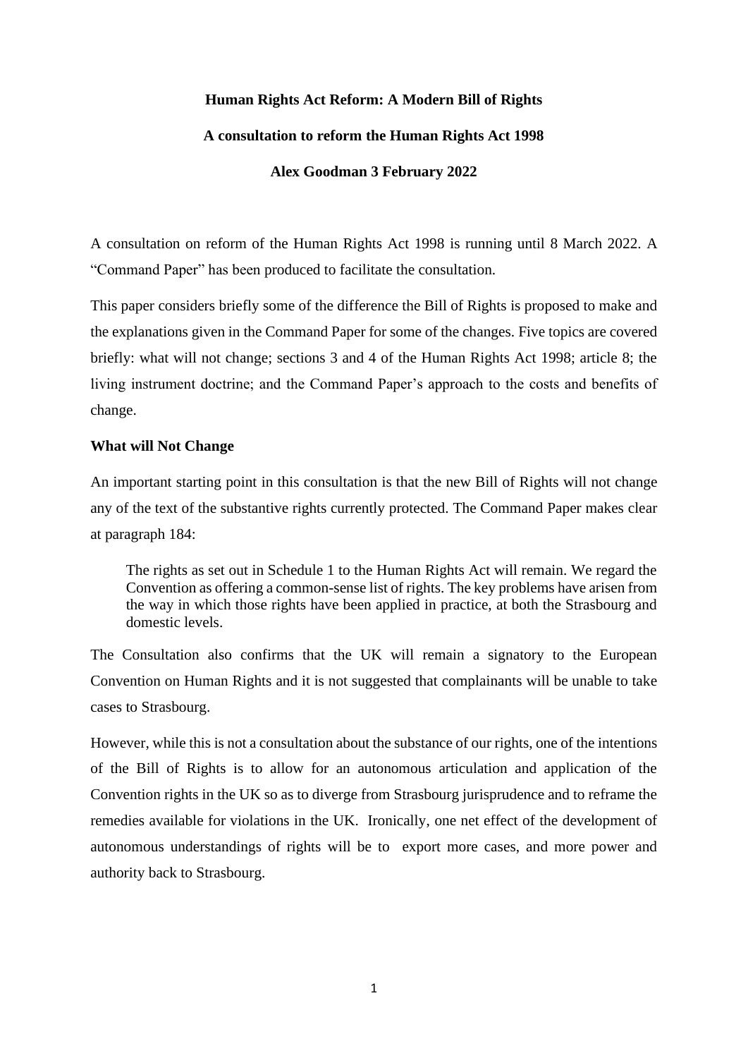**Human Rights Act Reform: A Modern Bill of Rights**

**A consultation to reform the Human Rights Act 1998**

**Alex Goodman 3 February 2022**

A consultation on reform of the Human Rights Act 1998 is running until 8 March 2022. A "Command Paper" has been produced to facilitate the consultation.

This paper considers briefly some of the difference the Bill of Rights is proposed to make and the explanations given in the Command Paper for some of the changes. Five topics are covered briefly: what will not change; sections 3 and 4 of the Human Rights Act 1998; article 8; the living instrument doctrine; and the Command Paper's approach to the costs and benefits of change.

**What will Not Change**

An important starting point in this consultation is that the new Bill of Rights will not change any of the text of the substantive rights currently protected. The Command Paper makes clear at paragraph 184:

> The rights as set out in Schedule 1 to the Human Rights Act will remain. We regard the Convention as offering a common-sense list of rights. The key problems have arisen from the way in which those rights have been applied in practice, at both the Strasbourg and domestic levels.

The Consultation also confirms that the UK will remain a signatory to the European Convention on Human Rights and it is not suggested that complainants will be unable to take cases to Strasbourg.

However, while this is not a consultation about the substance of our rights, one of the intentions of the Bill of Rights is to allow for an autonomous articulation and application of the Convention rights in the UK so as to diverge from Strasbourg jurisprudence and to reframe the remedies available for violations in the UK. Ironically, one net effect of the development of autonomous understandings of rights will be to export more cases, and more power and authority back to Strasbourg.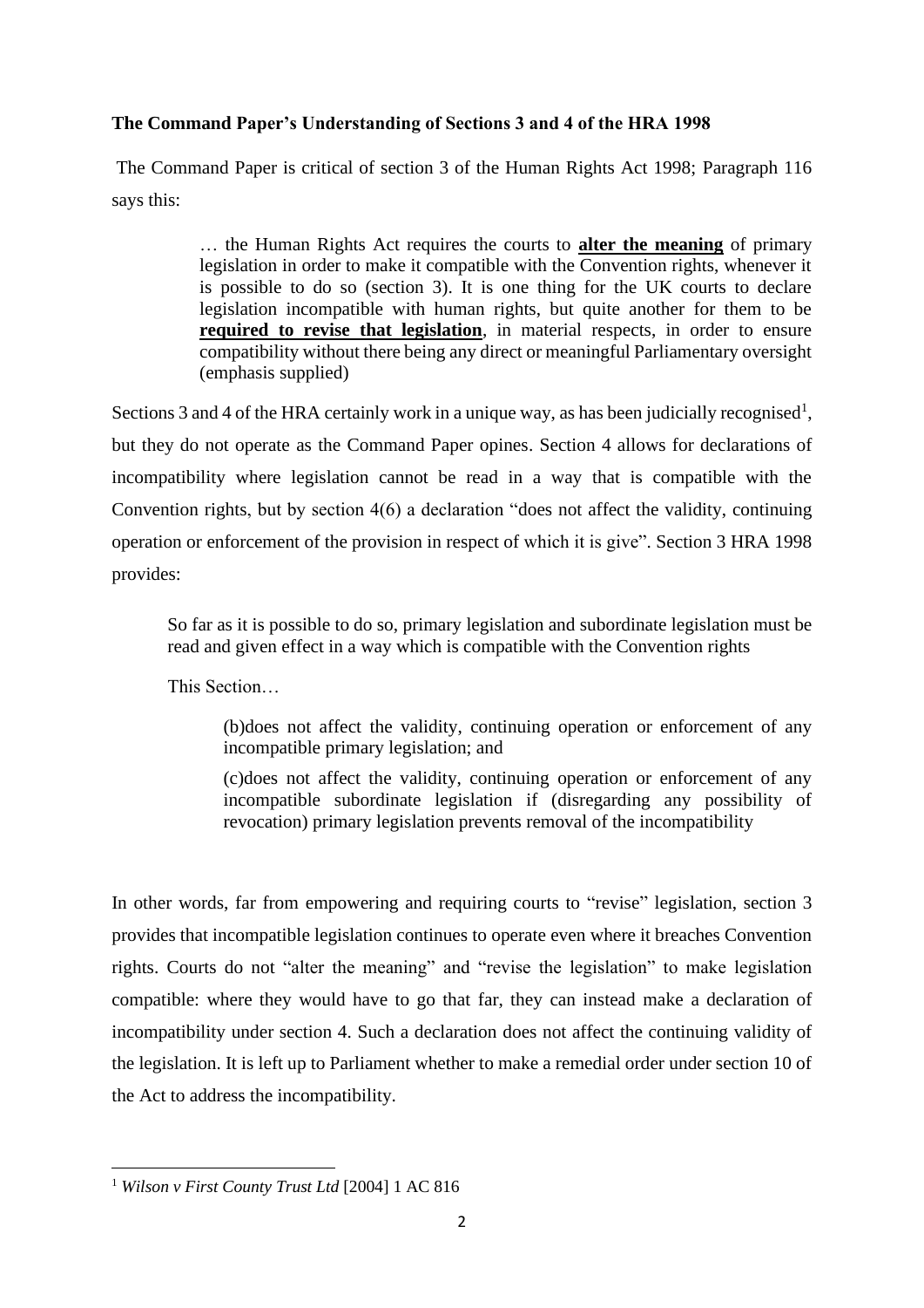**The Command Paper's Understanding of Sections 3 and 4 of the HRA 1998**

The Command Paper is critical of section 3 of the Human Rights Act 1998; Paragraph 116 says this:

> … the Human Rights Act requires the courts to **alter the meaning** of primary legislation in order to make it compatible with the Convention rights, whenever it is possible to do so (section 3). It is one thing for the UK courts to declare legislation incompatible with human rights, but quite another for them to be **required to revise that legislation**, in material respects, in order to ensure compatibility without there being any direct or meaningful Parliamentary oversight (emphasis supplied)

Sections 3 and 4 of the HRA certainly work in a unique way, as has been judicially recognised[1], but they do not operate as the Command Paper opines. Section 4 allows for declarations of incompatibility where legislation cannot be read in a way that is compatible with the Convention rights, but by section 4(6) a declaration "does not affect the validity, continuing operation or enforcement of the provision in respect of which it is give". Section 3 HRA 1998 provides:

> So far as it is possible to do so, primary legislation and subordinate legislation must be read and given effect in a way which is compatible with the Convention rights
>
> This Section…
>
> > (b)does not affect the validity, continuing operation or enforcement of any incompatible primary legislation; and
> >
> > (c)does not affect the validity, continuing operation or enforcement of any incompatible subordinate legislation if (disregarding any possibility of revocation) primary legislation prevents removal of the incompatibility

In other words, far from empowering and requiring courts to "revise" legislation, section 3 provides that incompatible legislation continues to operate even where it breaches Convention rights. Courts do not "alter the meaning" and "revise the legislation" to make legislation compatible: where they would have to go that far, they can instead make a declaration of incompatibility under section 4. Such a declaration does not affect the continuing validity of the legislation. It is left up to Parliament whether to make a remedial order under section 10 of the Act to address the incompatibility.

---

[1] *Wilson v First County Trust Ltd* [2004] 1 AC 816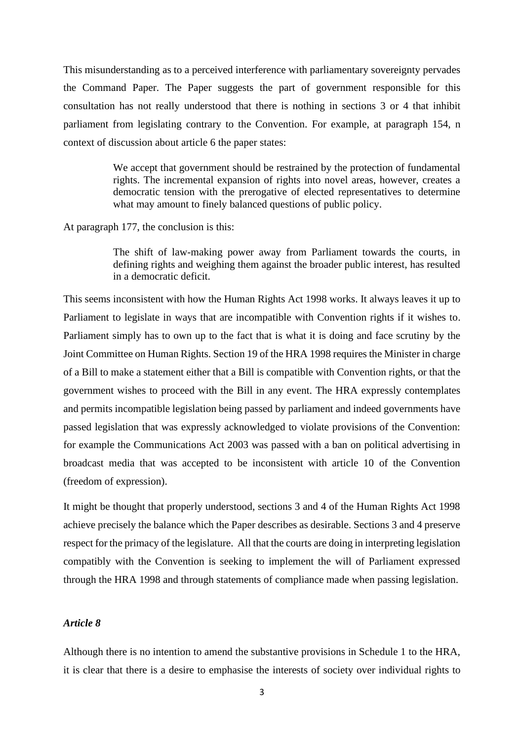This misunderstanding as to a perceived interference with parliamentary sovereignty pervades the Command Paper. The Paper suggests the part of government responsible for this consultation has not really understood that there is nothing in sections 3 or 4 that inhibit parliament from legislating contrary to the Convention. For example, at paragraph 154, n context of discussion about article 6 the paper states:

> We accept that government should be restrained by the protection of fundamental rights. The incremental expansion of rights into novel areas, however, creates a democratic tension with the prerogative of elected representatives to determine what may amount to finely balanced questions of public policy.

At paragraph 177, the conclusion is this:

> The shift of law-making power away from Parliament towards the courts, in defining rights and weighing them against the broader public interest, has resulted in a democratic deficit.

This seems inconsistent with how the Human Rights Act 1998 works. It always leaves it up to Parliament to legislate in ways that are incompatible with Convention rights if it wishes to. Parliament simply has to own up to the fact that is what it is doing and face scrutiny by the Joint Committee on Human Rights. Section 19 of the HRA 1998 requires the Minister in charge of a Bill to make a statement either that a Bill is compatible with Convention rights, or that the government wishes to proceed with the Bill in any event. The HRA expressly contemplates and permits incompatible legislation being passed by parliament and indeed governments have passed legislation that was expressly acknowledged to violate provisions of the Convention: for example the Communications Act 2003 was passed with a ban on political advertising in broadcast media that was accepted to be inconsistent with article 10 of the Convention (freedom of expression).

It might be thought that properly understood, sections 3 and 4 of the Human Rights Act 1998 achieve precisely the balance which the Paper describes as desirable. Sections 3 and 4 preserve respect for the primacy of the legislature. All that the courts are doing in interpreting legislation compatibly with the Convention is seeking to implement the will of Parliament expressed through the HRA 1998 and through statements of compliance made when passing legislation.

### *Article 8*

Although there is no intention to amend the substantive provisions in Schedule 1 to the HRA, it is clear that there is a desire to emphasise the interests of society over individual rights to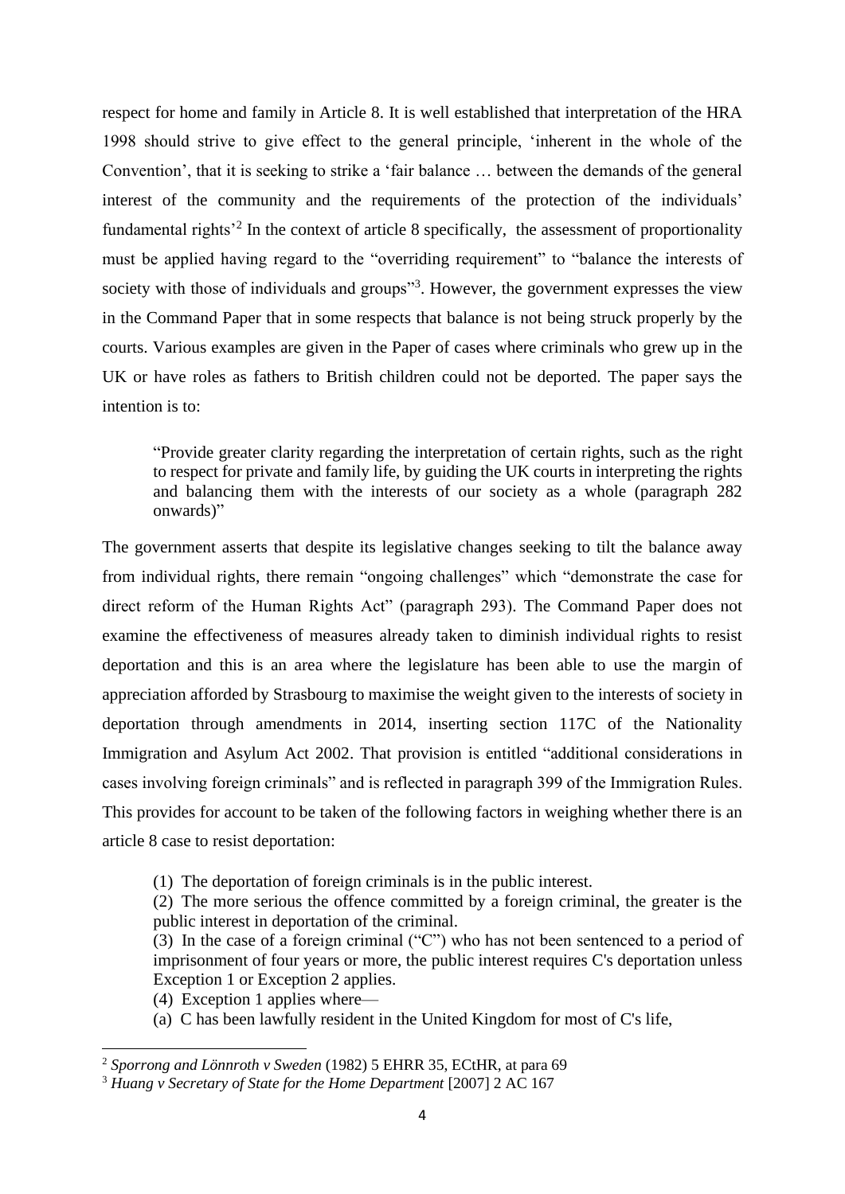respect for home and family in Article 8. It is well established that interpretation of the HRA 1998 should strive to give effect to the general principle, 'inherent in the whole of the Convention', that it is seeking to strike a 'fair balance … between the demands of the general interest of the community and the requirements of the protection of the individuals' fundamental rights'[2] In the context of article 8 specifically, the assessment of proportionality must be applied having regard to the "overriding requirement" to "balance the interests of society with those of individuals and groups"[3]. However, the government expresses the view in the Command Paper that in some respects that balance is not being struck properly by the courts. Various examples are given in the Paper of cases where criminals who grew up in the UK or have roles as fathers to British children could not be deported. The paper says the intention is to:

> "Provide greater clarity regarding the interpretation of certain rights, such as the right to respect for private and family life, by guiding the UK courts in interpreting the rights and balancing them with the interests of our society as a whole (paragraph 282 onwards)"

The government asserts that despite its legislative changes seeking to tilt the balance away from individual rights, there remain "ongoing challenges" which "demonstrate the case for direct reform of the Human Rights Act" (paragraph 293). The Command Paper does not examine the effectiveness of measures already taken to diminish individual rights to resist deportation and this is an area where the legislature has been able to use the margin of appreciation afforded by Strasbourg to maximise the weight given to the interests of society in deportation through amendments in 2014, inserting section 117C of the Nationality Immigration and Asylum Act 2002. That provision is entitled "additional considerations in cases involving foreign criminals" and is reflected in paragraph 399 of the Immigration Rules. This provides for account to be taken of the following factors in weighing whether there is an article 8 case to resist deportation:

> (1) The deportation of foreign criminals is in the public interest.
>
> (2) The more serious the offence committed by a foreign criminal, the greater is the public interest in deportation of the criminal.
>
> (3) In the case of a foreign criminal ("C") who has not been sentenced to a period of imprisonment of four years or more, the public interest requires C's deportation unless Exception 1 or Exception 2 applies.
>
> (4) Exception 1 applies where—
>
> (a) C has been lawfully resident in the United Kingdom for most of C's life,

---

[2] *Sporrong and Lönnroth v Sweden* (1982) 5 EHRR 35, ECtHR, at para 69

[3] *Huang v Secretary of State for the Home Department* [2007] 2 AC 167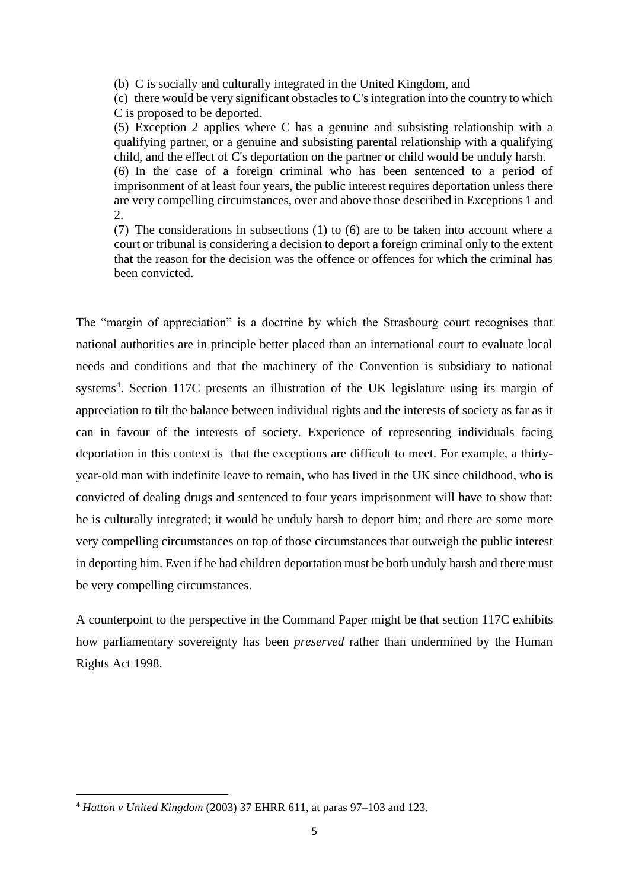> (b) C is socially and culturally integrated in the United Kingdom, and
>
> (c) there would be very significant obstacles to C's integration into the country to which C is proposed to be deported.
>
> (5) Exception 2 applies where C has a genuine and subsisting relationship with a qualifying partner, or a genuine and subsisting parental relationship with a qualifying child, and the effect of C's deportation on the partner or child would be unduly harsh.
>
> (6) In the case of a foreign criminal who has been sentenced to a period of imprisonment of at least four years, the public interest requires deportation unless there are very compelling circumstances, over and above those described in Exceptions 1 and 2.
>
> (7) The considerations in subsections (1) to (6) are to be taken into account where a court or tribunal is considering a decision to deport a foreign criminal only to the extent that the reason for the decision was the offence or offences for which the criminal has been convicted.

The "margin of appreciation" is a doctrine by which the Strasbourg court recognises that national authorities are in principle better placed than an international court to evaluate local needs and conditions and that the machinery of the Convention is subsidiary to national systems[4]. Section 117C presents an illustration of the UK legislature using its margin of appreciation to tilt the balance between individual rights and the interests of society as far as it can in favour of the interests of society. Experience of representing individuals facing deportation in this context is that the exceptions are difficult to meet. For example, a thirty-year-old man with indefinite leave to remain, who has lived in the UK since childhood, who is convicted of dealing drugs and sentenced to four years imprisonment will have to show that: he is culturally integrated; it would be unduly harsh to deport him; and there are some more very compelling circumstances on top of those circumstances that outweigh the public interest in deporting him. Even if he had children deportation must be both unduly harsh and there must be very compelling circumstances.

A counterpoint to the perspective in the Command Paper might be that section 117C exhibits how parliamentary sovereignty has been *preserved* rather than undermined by the Human Rights Act 1998.

---

[4] *Hatton v United Kingdom* (2003) 37 EHRR 611, at paras 97–103 and 123.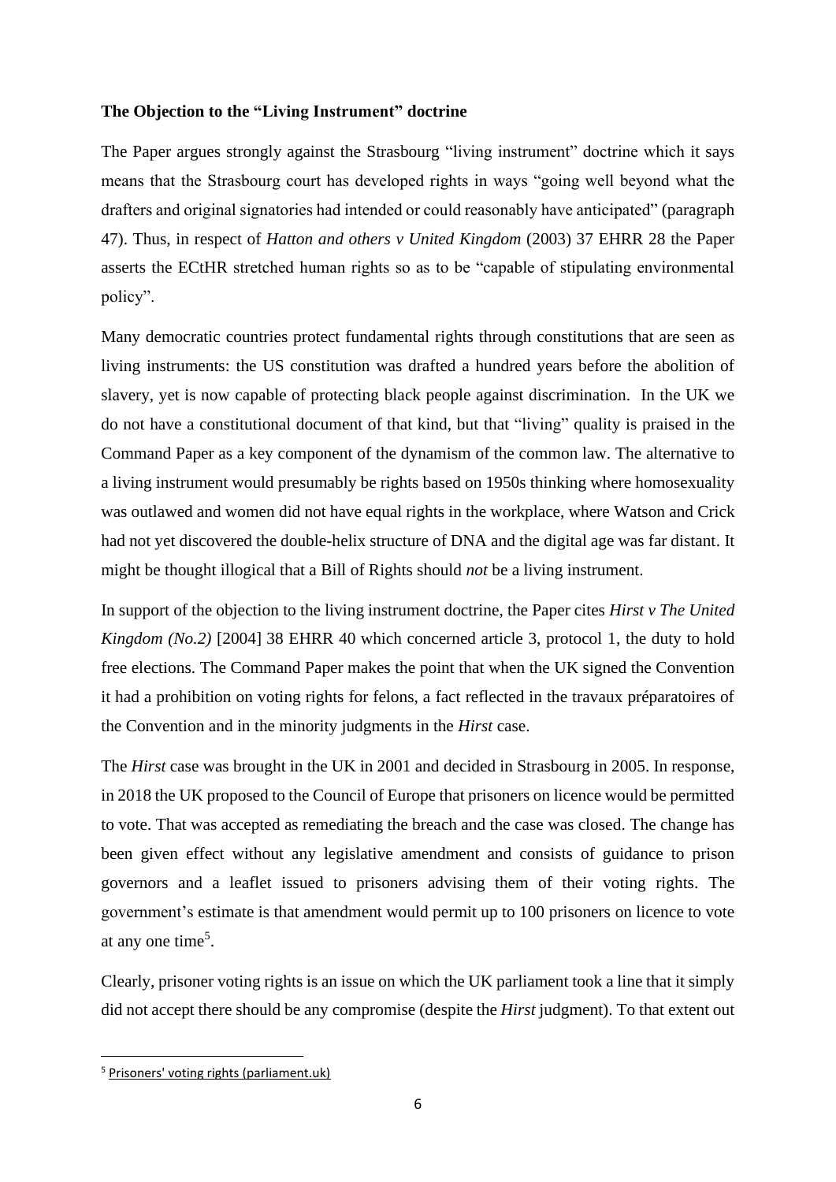**The Objection to the "Living Instrument" doctrine**

The Paper argues strongly against the Strasbourg "living instrument" doctrine which it says means that the Strasbourg court has developed rights in ways "going well beyond what the drafters and original signatories had intended or could reasonably have anticipated" (paragraph 47). Thus, in respect of *Hatton and others v United Kingdom* (2003) 37 EHRR 28 the Paper asserts the ECtHR stretched human rights so as to be "capable of stipulating environmental policy".

Many democratic countries protect fundamental rights through constitutions that are seen as living instruments: the US constitution was drafted a hundred years before the abolition of slavery, yet is now capable of protecting black people against discrimination. In the UK we do not have a constitutional document of that kind, but that "living" quality is praised in the Command Paper as a key component of the dynamism of the common law. The alternative to a living instrument would presumably be rights based on 1950s thinking where homosexuality was outlawed and women did not have equal rights in the workplace, where Watson and Crick had not yet discovered the double-helix structure of DNA and the digital age was far distant. It might be thought illogical that a Bill of Rights should *not* be a living instrument.

In support of the objection to the living instrument doctrine, the Paper cites *Hirst v The United Kingdom (No.2)* [2004] 38 EHRR 40 which concerned article 3, protocol 1, the duty to hold free elections. The Command Paper makes the point that when the UK signed the Convention it had a prohibition on voting rights for felons, a fact reflected in the travaux préparatoires of the Convention and in the minority judgments in the *Hirst* case.

The *Hirst* case was brought in the UK in 2001 and decided in Strasbourg in 2005. In response, in 2018 the UK proposed to the Council of Europe that prisoners on licence would be permitted to vote. That was accepted as remediating the breach and the case was closed. The change has been given effect without any legislative amendment and consists of guidance to prison governors and a leaflet issued to prisoners advising them of their voting rights. The government's estimate is that amendment would permit up to 100 prisoners on licence to vote at any one time[5].

Clearly, prisoner voting rights is an issue on which the UK parliament took a line that it simply did not accept there should be any compromise (despite the *Hirst* judgment). To that extent out

[5] Prisoners' voting rights (parliament.uk)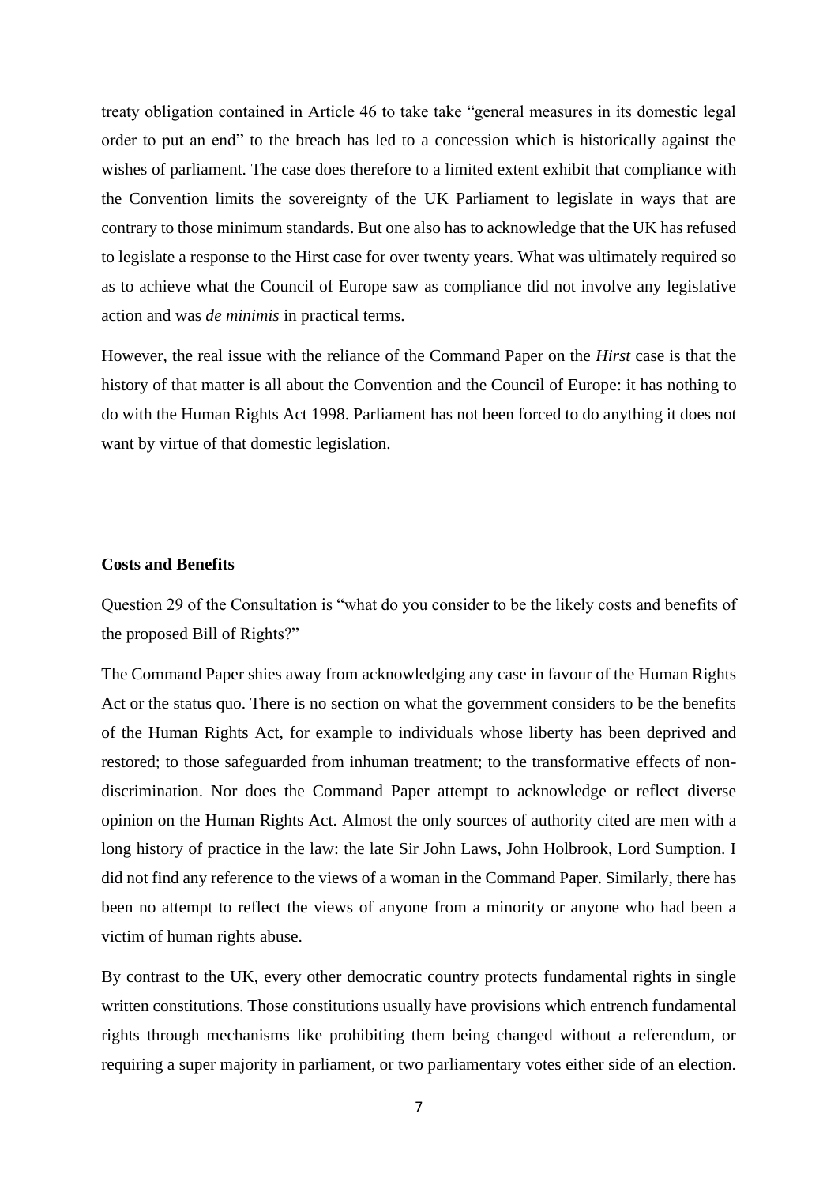treaty obligation contained in Article 46 to take take "general measures in its domestic legal order to put an end" to the breach has led to a concession which is historically against the wishes of parliament. The case does therefore to a limited extent exhibit that compliance with the Convention limits the sovereignty of the UK Parliament to legislate in ways that are contrary to those minimum standards. But one also has to acknowledge that the UK has refused to legislate a response to the Hirst case for over twenty years. What was ultimately required so as to achieve what the Council of Europe saw as compliance did not involve any legislative action and was *de minimis* in practical terms.

However, the real issue with the reliance of the Command Paper on the *Hirst* case is that the history of that matter is all about the Convention and the Council of Europe: it has nothing to do with the Human Rights Act 1998. Parliament has not been forced to do anything it does not want by virtue of that domestic legislation.

**Costs and Benefits**

Question 29 of the Consultation is "what do you consider to be the likely costs and benefits of the proposed Bill of Rights?"

The Command Paper shies away from acknowledging any case in favour of the Human Rights Act or the status quo. There is no section on what the government considers to be the benefits of the Human Rights Act, for example to individuals whose liberty has been deprived and restored; to those safeguarded from inhuman treatment; to the transformative effects of non-discrimination. Nor does the Command Paper attempt to acknowledge or reflect diverse opinion on the Human Rights Act. Almost the only sources of authority cited are men with a long history of practice in the law: the late Sir John Laws, John Holbrook, Lord Sumption. I did not find any reference to the views of a woman in the Command Paper. Similarly, there has been no attempt to reflect the views of anyone from a minority or anyone who had been a victim of human rights abuse.

By contrast to the UK, every other democratic country protects fundamental rights in single written constitutions. Those constitutions usually have provisions which entrench fundamental rights through mechanisms like prohibiting them being changed without a referendum, or requiring a super majority in parliament, or two parliamentary votes either side of an election.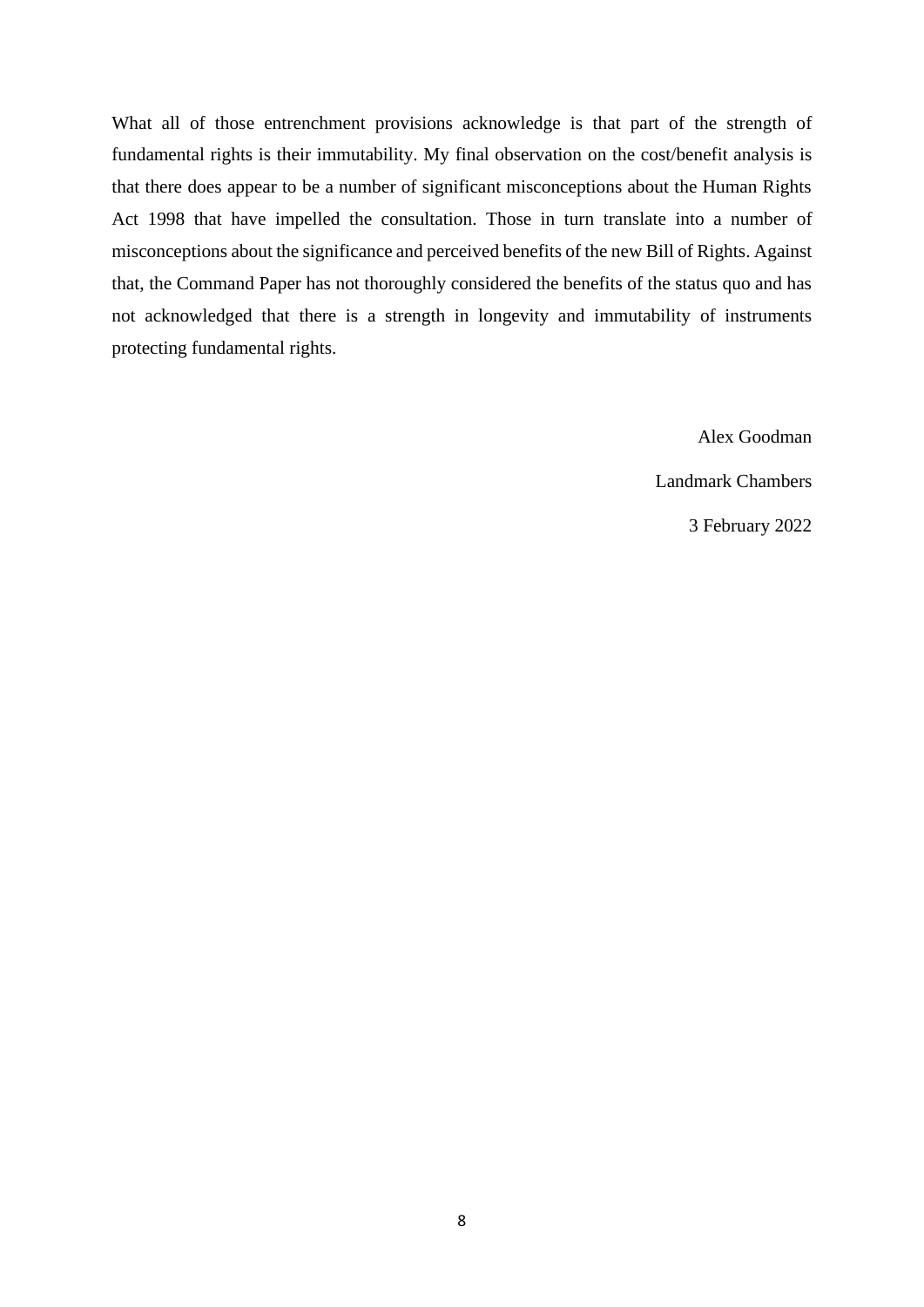What all of those entrenchment provisions acknowledge is that part of the strength of fundamental rights is their immutability. My final observation on the cost/benefit analysis is that there does appear to be a number of significant misconceptions about the Human Rights Act 1998 that have impelled the consultation. Those in turn translate into a number of misconceptions about the significance and perceived benefits of the new Bill of Rights. Against that, the Command Paper has not thoroughly considered the benefits of the status quo and has not acknowledged that there is a strength in longevity and immutability of instruments protecting fundamental rights.

Alex Goodman

Landmark Chambers

3 February 2022